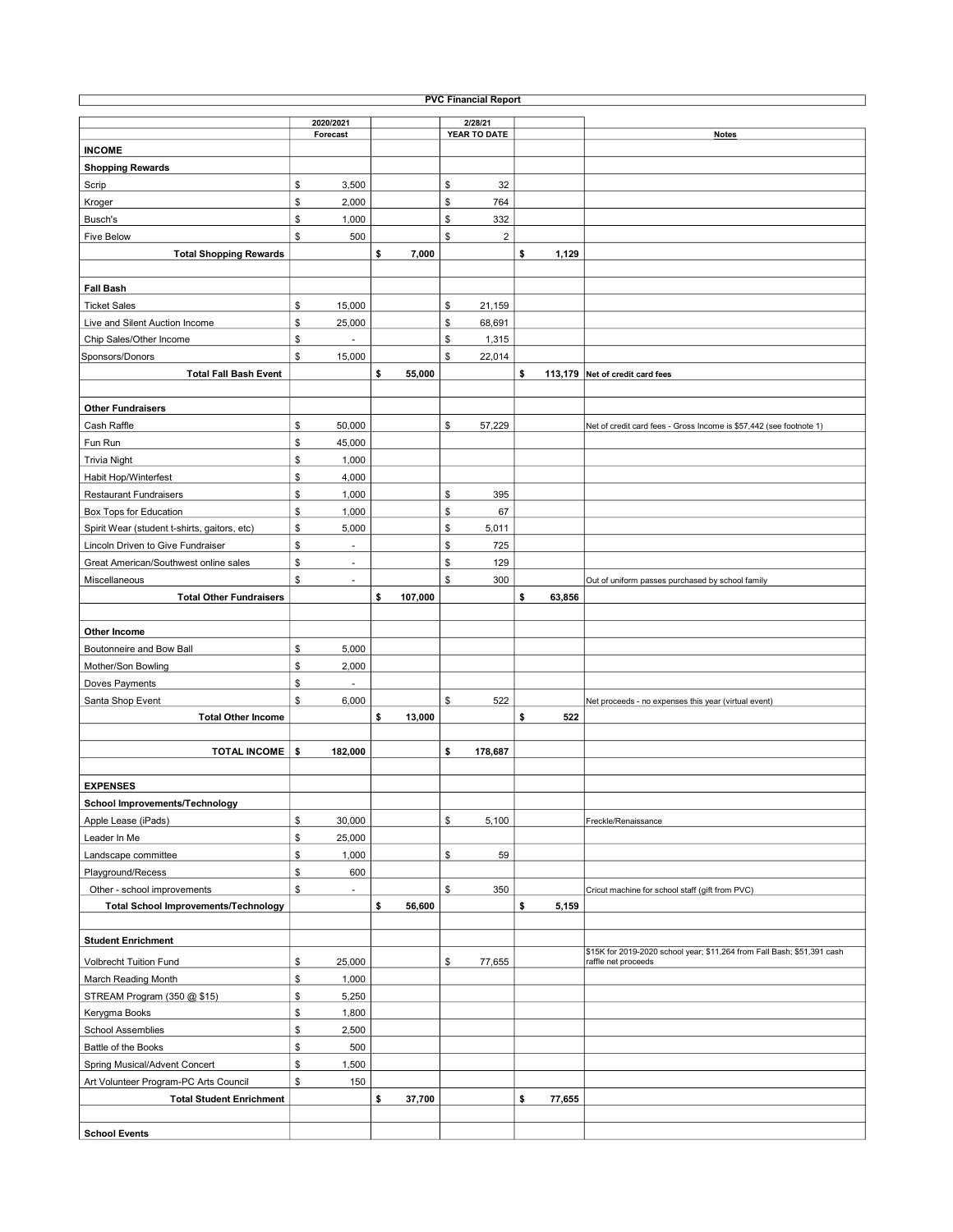# PVC Financial Report

| | 2020/2021 Forecast | | 2/28/21 YEAR TO DATE | | Notes |
|---|---|---|---|---|---|
| **INCOME** | | | | | |
| **Shopping Rewards** | | | | | |
| Scrip | $ 3,500 | | $ 32 | | |
| Kroger | $ 2,000 | | $ 764 | | |
| Busch's | $ 1,000 | | $ 332 | | |
| Five Below | $ 500 | | $ 2 | | |
| **Total Shopping Rewards** | | **$ 7,000** | | **$ 1,129** | |
| | | | | | |
| **Fall Bash** | | | | | |
| Ticket Sales | $ 15,000 | | $ 21,159 | | |
| Live and Silent Auction Income | $ 25,000 | | $ 68,691 | | |
| Chip Sales/Other Income | $ - | | $ 1,315 | | |
| Sponsors/Donors | $ 15,000 | | $ 22,014 | | |
| **Total Fall Bash Event** | | **$ 55,000** | | **$ 113,179** | **Net of credit card fees** |
| | | | | | |
| **Other Fundraisers** | | | | | |
| Cash Raffle | $ 50,000 | | $ 57,229 | | Net of credit card fees - Gross Income is $57,442 (see footnote 1) |
| Fun Run | $ 45,000 | | | | |
| Trivia Night | $ 1,000 | | | | |
| Habit Hop/Winterfest | $ 4,000 | | | | |
| Restaurant Fundraisers | $ 1,000 | | $ 395 | | |
| Box Tops for Education | $ 1,000 | | $ 67 | | |
| Spirit Wear (student t-shirts, gaitors, etc) | $ 5,000 | | $ 5,011 | | |
| Lincoln Driven to Give Fundraiser | $ - | | $ 725 | | |
| Great American/Southwest online sales | $ - | | $ 129 | | |
| Miscellaneous | $ - | | $ 300 | | Out of uniform passes purchased by school family |
| **Total Other Fundraisers** | | **$ 107,000** | | **$ 63,856** | |
| | | | | | |
| **Other Income** | | | | | |
| Boutonneire and Bow Ball | $ 5,000 | | | | |
| Mother/Son Bowling | $ 2,000 | | | | |
| Doves Payments | $ - | | | | |
| Santa Shop Event | $ 6,000 | | $ 522 | | Net proceeds - no expenses this year (virtual event) |
| **Total Other Income** | | **$ 13,000** | | **$ 522** | |
| | | | | | |
| **TOTAL INCOME** | **$ 182,000** | | **$ 178,687** | | |
| | | | | | |
| **EXPENSES** | | | | | |
| **School Improvements/Technology** | | | | | |
| Apple Lease (iPads) | $ 30,000 | | $ 5,100 | | Freckle/Renaissance |
| Leader In Me | $ 25,000 | | | | |
| Landscape committee | $ 1,000 | | $ 59 | | |
| Playground/Recess | $ 600 | | | | |
| Other - school improvements | $ - | | $ 350 | | Cricut machine for school staff (gift from PVC) |
| **Total School Improvements/Technology** | | **$ 56,600** | | **$ 5,159** | |
| | | | | | |
| **Student Enrichment** | | | | | |
| Volbrecht Tuition Fund | $ 25,000 | | $ 77,655 | | $15K for 2019-2020 school year; $11,264 from Fall Bash; $51,391 cash raffle net proceeds |
| March Reading Month | $ 1,000 | | | | |
| STREAM Program (350 @ $15) | $ 5,250 | | | | |
| Kerygma Books | $ 1,800 | | | | |
| School Assemblies | $ 2,500 | | | | |
| Battle of the Books | $ 500 | | | | |
| Spring Musical/Advent Concert | $ 1,500 | | | | |
| Art Volunteer Program-PC Arts Council | $ 150 | | | | |
| **Total Student Enrichment** | | **$ 37,700** | | **$ 77,655** | |
| | | | | | |
| **School Events** | | | | | |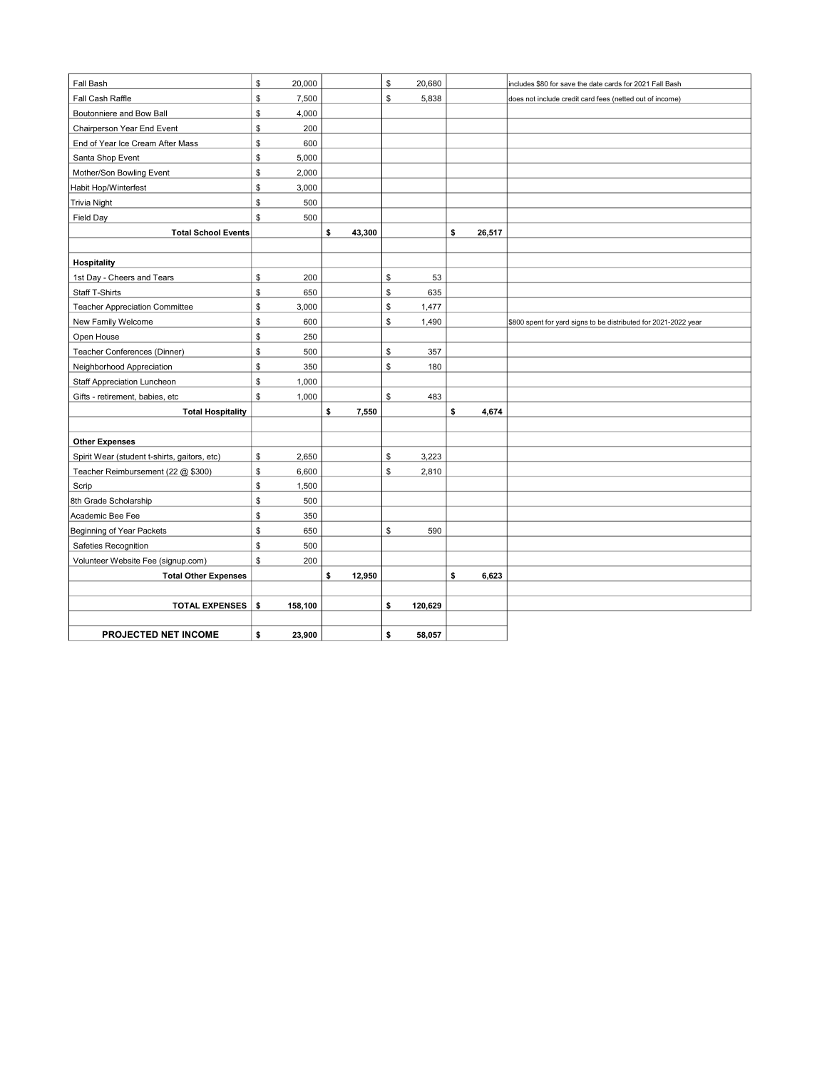| | | | | | | |
|---|---|---|---|---|---|---|
| Fall Bash | $ 20,000 | | $ 20,680 | | includes $80 for save the date cards for 2021 Fall Bash |
| Fall Cash Raffle | $ 7,500 | | $ 5,838 | | does not include credit card fees (netted out of income) |
| Boutonniere and Bow Ball | $ 4,000 | | | | |
| Chairperson Year End Event | $ 200 | | | | |
| End of Year Ice Cream After Mass | $ 600 | | | | |
| Santa Shop Event | $ 5,000 | | | | |
| Mother/Son Bowling Event | $ 2,000 | | | | |
| Habit Hop/Winterfest | $ 3,000 | | | | |
| Trivia Night | $ 500 | | | | |
| Field Day | $ 500 | | | | |
| **Total School Events** | | **$ 43,300** | | **$ 26,517** | |
| | | | | | |
| **Hospitality** | | | | | |
| 1st Day - Cheers and Tears | $ 200 | | $ 53 | | |
| Staff T-Shirts | $ 650 | | $ 635 | | |
| Teacher Appreciation Committee | $ 3,000 | | $ 1,477 | | |
| New Family Welcome | $ 600 | | $ 1,490 | | $800 spent for yard signs to be distributed for 2021-2022 year |
| Open House | $ 250 | | | | |
| Teacher Conferences (Dinner) | $ 500 | | $ 357 | | |
| Neighborhood Appreciation | $ 350 | | $ 180 | | |
| Staff Appreciation Luncheon | $ 1,000 | | | | |
| Gifts - retirement, babies, etc | $ 1,000 | | $ 483 | | |
| **Total Hospitality** | | **$ 7,550** | | **$ 4,674** | |
| | | | | | |
| **Other Expenses** | | | | | |
| Spirit Wear (student t-shirts, gaitors, etc) | $ 2,650 | | $ 3,223 | | |
| Teacher Reimbursement (22 @ $300) | $ 6,600 | | $ 2,810 | | |
| Scrip | $ 1,500 | | | | |
| 8th Grade Scholarship | $ 500 | | | | |
| Academic Bee Fee | $ 350 | | | | |
| Beginning of Year Packets | $ 650 | | $ 590 | | |
| Safeties Recognition | $ 500 | | | | |
| Volunteer Website Fee (signup.com) | $ 200 | | | | |
| **Total Other Expenses** | | **$ 12,950** | | **$ 6,623** | |
| | | | | | |
| **TOTAL EXPENSES** | **$ 158,100** | | **$ 120,629** | | |
| | | | | | |
| **PROJECTED NET INCOME** | **$ 23,900** | | **$ 58,057** | | |